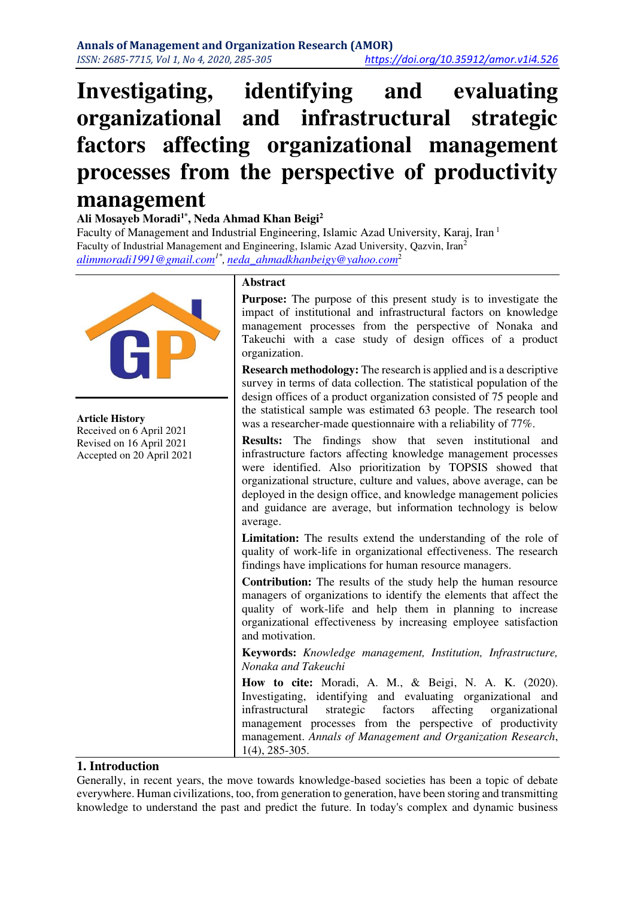# Investigating, identifying and evaluating organizational and infrastructural strategic factors affecting organizational management processes from the perspective of productivity management

**Ali Mosayeb Moradi[1*], Neda Ahmad Khan Beigi[2]**

Faculty of Management and Industrial Engineering, Islamic Azad University, Karaj, Iran [1]
Faculty of Industrial Management and Engineering, Islamic Azad University, Qazvin, Iran[2]
alimmoradi1991@gmail.com[1*], neda_ahmadkhanbeigy@yahoo.com[2]

**Article History**
Received on 6 April 2021
Revised on 16 April 2021
Accepted on 20 April 2021

**Abstract**

**Purpose:** The purpose of this present study is to investigate the impact of institutional and infrastructural factors on knowledge management processes from the perspective of Nonaka and Takeuchi with a case study of design offices of a product organization.

**Research methodology:** The research is applied and is a descriptive survey in terms of data collection. The statistical population of the design offices of a product organization consisted of 75 people and the statistical sample was estimated 63 people. The research tool was a researcher-made questionnaire with a reliability of 77%.

**Results:** The findings show that seven institutional and infrastructure factors affecting knowledge management processes were identified. Also prioritization by TOPSIS showed that organizational structure, culture and values, above average, can be deployed in the design office, and knowledge management policies and guidance are average, but information technology is below average.

**Limitation:** The results extend the understanding of the role of quality of work-life in organizational effectiveness. The research findings have implications for human resource managers.

**Contribution:** The results of the study help the human resource managers of organizations to identify the elements that affect the quality of work-life and help them in planning to increase organizational effectiveness by increasing employee satisfaction and motivation.

**Keywords:** *Knowledge management, Institution, Infrastructure, Nonaka and Takeuchi*

**How to cite:** Moradi, A. M., & Beigi, N. A. K. (2020). Investigating, identifying and evaluating organizational and infrastructural strategic factors affecting organizational management processes from the perspective of productivity management. *Annals of Management and Organization Research*, 1(4), 285-305.

## 1. Introduction

Generally, in recent years, the move towards knowledge-based societies has been a topic of debate everywhere. Human civilizations, too, from generation to generation, have been storing and transmitting knowledge to understand the past and predict the future. In today's complex and dynamic business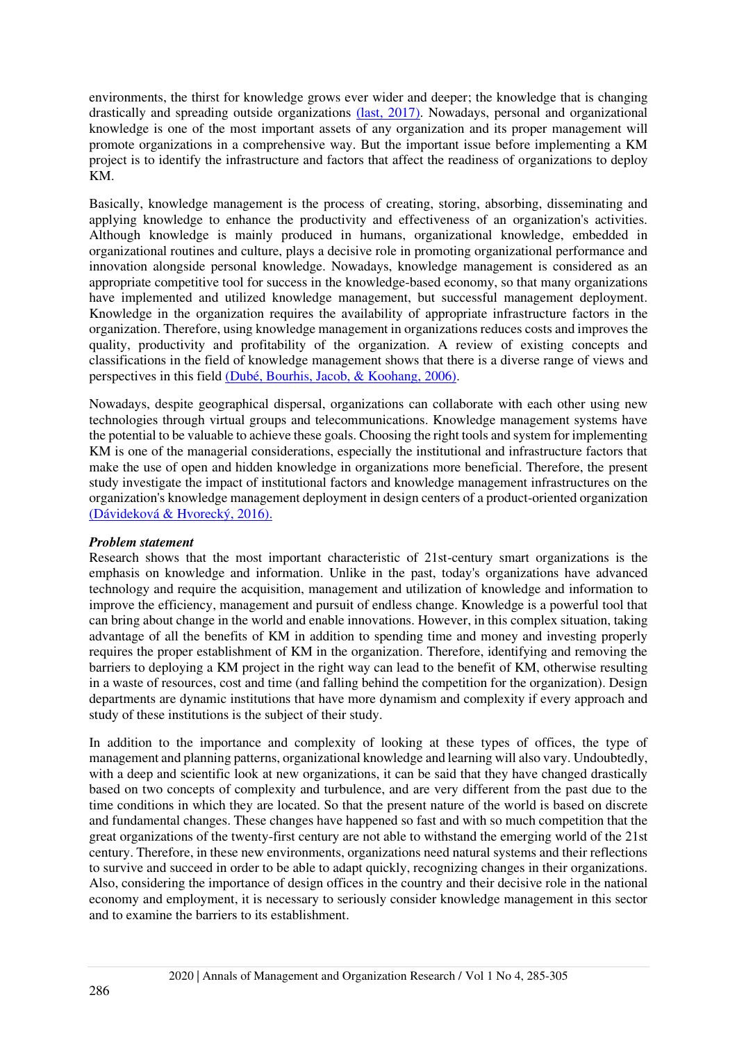environments, the thirst for knowledge grows ever wider and deeper; the knowledge that is changing drastically and spreading outside organizations (last, 2017). Nowadays, personal and organizational knowledge is one of the most important assets of any organization and its proper management will promote organizations in a comprehensive way. But the important issue before implementing a KM project is to identify the infrastructure and factors that affect the readiness of organizations to deploy KM.

Basically, knowledge management is the process of creating, storing, absorbing, disseminating and applying knowledge to enhance the productivity and effectiveness of an organization's activities. Although knowledge is mainly produced in humans, organizational knowledge, embedded in organizational routines and culture, plays a decisive role in promoting organizational performance and innovation alongside personal knowledge. Nowadays, knowledge management is considered as an appropriate competitive tool for success in the knowledge-based economy, so that many organizations have implemented and utilized knowledge management, but successful management deployment. Knowledge in the organization requires the availability of appropriate infrastructure factors in the organization. Therefore, using knowledge management in organizations reduces costs and improves the quality, productivity and profitability of the organization. A review of existing concepts and classifications in the field of knowledge management shows that there is a diverse range of views and perspectives in this field (Dubé, Bourhis, Jacob, & Koohang, 2006).

Nowadays, despite geographical dispersal, organizations can collaborate with each other using new technologies through virtual groups and telecommunications. Knowledge management systems have the potential to be valuable to achieve these goals. Choosing the right tools and system for implementing KM is one of the managerial considerations, especially the institutional and infrastructure factors that make the use of open and hidden knowledge in organizations more beneficial. Therefore, the present study investigate the impact of institutional factors and knowledge management infrastructures on the organization's knowledge management deployment in design centers of a product-oriented organization (Dávideková & Hvorecký, 2016).

***Problem statement***

Research shows that the most important characteristic of 21st-century smart organizations is the emphasis on knowledge and information. Unlike in the past, today's organizations have advanced technology and require the acquisition, management and utilization of knowledge and information to improve the efficiency, management and pursuit of endless change. Knowledge is a powerful tool that can bring about change in the world and enable innovations. However, in this complex situation, taking advantage of all the benefits of KM in addition to spending time and money and investing properly requires the proper establishment of KM in the organization. Therefore, identifying and removing the barriers to deploying a KM project in the right way can lead to the benefit of KM, otherwise resulting in a waste of resources, cost and time (and falling behind the competition for the organization). Design departments are dynamic institutions that have more dynamism and complexity if every approach and study of these institutions is the subject of their study.

In addition to the importance and complexity of looking at these types of offices, the type of management and planning patterns, organizational knowledge and learning will also vary. Undoubtedly, with a deep and scientific look at new organizations, it can be said that they have changed drastically based on two concepts of complexity and turbulence, and are very different from the past due to the time conditions in which they are located. So that the present nature of the world is based on discrete and fundamental changes. These changes have happened so fast and with so much competition that the great organizations of the twenty-first century are not able to withstand the emerging world of the 21st century. Therefore, in these new environments, organizations need natural systems and their reflections to survive and succeed in order to be able to adapt quickly, recognizing changes in their organizations. Also, considering the importance of design offices in the country and their decisive role in the national economy and employment, it is necessary to seriously consider knowledge management in this sector and to examine the barriers to its establishment.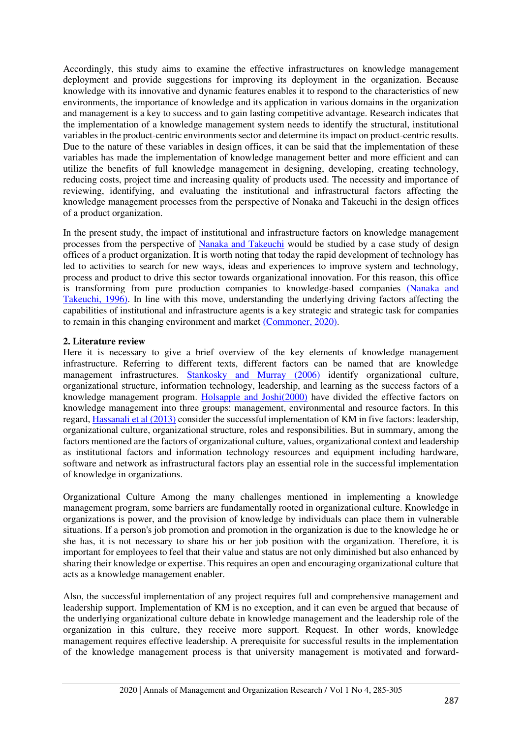Accordingly, this study aims to examine the effective infrastructures on knowledge management deployment and provide suggestions for improving its deployment in the organization. Because knowledge with its innovative and dynamic features enables it to respond to the characteristics of new environments, the importance of knowledge and its application in various domains in the organization and management is a key to success and to gain lasting competitive advantage. Research indicates that the implementation of a knowledge management system needs to identify the structural, institutional variables in the product-centric environments sector and determine its impact on product-centric results. Due to the nature of these variables in design offices, it can be said that the implementation of these variables has made the implementation of knowledge management better and more efficient and can utilize the benefits of full knowledge management in designing, developing, creating technology, reducing costs, project time and increasing quality of products used. The necessity and importance of reviewing, identifying, and evaluating the institutional and infrastructural factors affecting the knowledge management processes from the perspective of Nonaka and Takeuchi in the design offices of a product organization.

In the present study, the impact of institutional and infrastructure factors on knowledge management processes from the perspective of Nanaka and Takeuchi would be studied by a case study of design offices of a product organization. It is worth noting that today the rapid development of technology has led to activities to search for new ways, ideas and experiences to improve system and technology, process and product to drive this sector towards organizational innovation. For this reason, this office is transforming from pure production companies to knowledge-based companies (Nanaka and Takeuchi, 1996). In line with this move, understanding the underlying driving factors affecting the capabilities of institutional and infrastructure agents is a key strategic and strategic task for companies to remain in this changing environment and market (Commoner, 2020).

## 2. Literature review

Here it is necessary to give a brief overview of the key elements of knowledge management infrastructure. Referring to different texts, different factors can be named that are knowledge management infrastructures. Stankosky and Murray (2006) identify organizational culture, organizational structure, information technology, leadership, and learning as the success factors of a knowledge management program. Holsapple and Joshi(2000) have divided the effective factors on knowledge management into three groups: management, environmental and resource factors. In this regard, Hassanali et al (2013) consider the successful implementation of KM in five factors: leadership, organizational culture, organizational structure, roles and responsibilities. But in summary, among the factors mentioned are the factors of organizational culture, values, organizational context and leadership as institutional factors and information technology resources and equipment including hardware, software and network as infrastructural factors play an essential role in the successful implementation of knowledge in organizations.

Organizational Culture Among the many challenges mentioned in implementing a knowledge management program, some barriers are fundamentally rooted in organizational culture. Knowledge in organizations is power, and the provision of knowledge by individuals can place them in vulnerable situations. If a person's job promotion and promotion in the organization is due to the knowledge he or she has, it is not necessary to share his or her job position with the organization. Therefore, it is important for employees to feel that their value and status are not only diminished but also enhanced by sharing their knowledge or expertise. This requires an open and encouraging organizational culture that acts as a knowledge management enabler.

Also, the successful implementation of any project requires full and comprehensive management and leadership support. Implementation of KM is no exception, and it can even be argued that because of the underlying organizational culture debate in knowledge management and the leadership role of the organization in this culture, they receive more support. Request. In other words, knowledge management requires effective leadership. A prerequisite for successful results in the implementation of the knowledge management process is that university management is motivated and forward-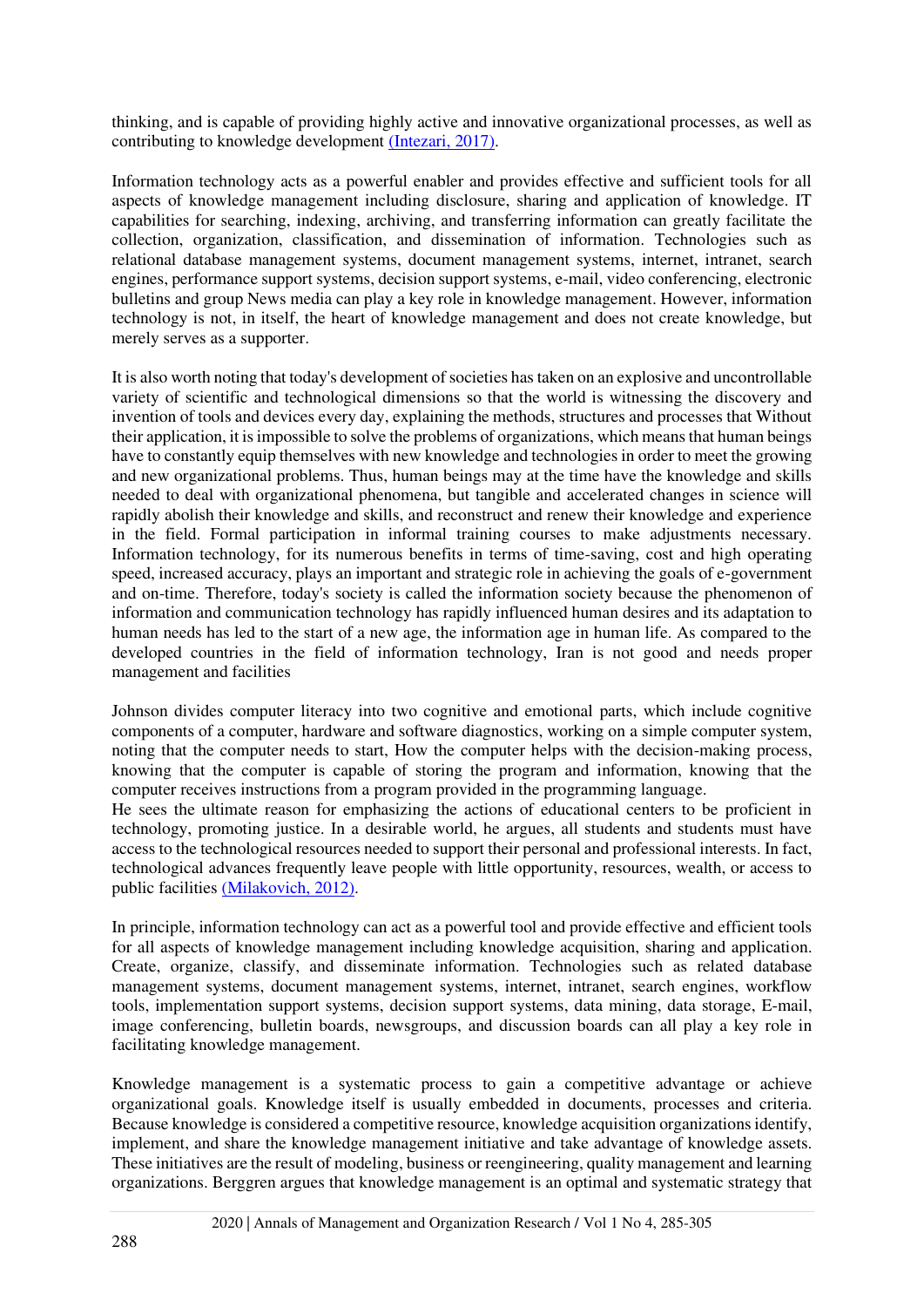thinking, and is capable of providing highly active and innovative organizational processes, as well as contributing to knowledge development (Intezari, 2017).

Information technology acts as a powerful enabler and provides effective and sufficient tools for all aspects of knowledge management including disclosure, sharing and application of knowledge. IT capabilities for searching, indexing, archiving, and transferring information can greatly facilitate the collection, organization, classification, and dissemination of information. Technologies such as relational database management systems, document management systems, internet, intranet, search engines, performance support systems, decision support systems, e-mail, video conferencing, electronic bulletins and group News media can play a key role in knowledge management. However, information technology is not, in itself, the heart of knowledge management and does not create knowledge, but merely serves as a supporter.

It is also worth noting that today's development of societies has taken on an explosive and uncontrollable variety of scientific and technological dimensions so that the world is witnessing the discovery and invention of tools and devices every day, explaining the methods, structures and processes that Without their application, it is impossible to solve the problems of organizations, which means that human beings have to constantly equip themselves with new knowledge and technologies in order to meet the growing and new organizational problems. Thus, human beings may at the time have the knowledge and skills needed to deal with organizational phenomena, but tangible and accelerated changes in science will rapidly abolish their knowledge and skills, and reconstruct and renew their knowledge and experience in the field. Formal participation in informal training courses to make adjustments necessary. Information technology, for its numerous benefits in terms of time-saving, cost and high operating speed, increased accuracy, plays an important and strategic role in achieving the goals of e-government and on-time. Therefore, today's society is called the information society because the phenomenon of information and communication technology has rapidly influenced human desires and its adaptation to human needs has led to the start of a new age, the information age in human life. As compared to the developed countries in the field of information technology, Iran is not good and needs proper management and facilities

Johnson divides computer literacy into two cognitive and emotional parts, which include cognitive components of a computer, hardware and software diagnostics, working on a simple computer system, noting that the computer needs to start, How the computer helps with the decision-making process, knowing that the computer is capable of storing the program and information, knowing that the computer receives instructions from a program provided in the programming language.
He sees the ultimate reason for emphasizing the actions of educational centers to be proficient in technology, promoting justice. In a desirable world, he argues, all students and students must have access to the technological resources needed to support their personal and professional interests. In fact, technological advances frequently leave people with little opportunity, resources, wealth, or access to public facilities (Milakovich, 2012).

In principle, information technology can act as a powerful tool and provide effective and efficient tools for all aspects of knowledge management including knowledge acquisition, sharing and application. Create, organize, classify, and disseminate information. Technologies such as related database management systems, document management systems, internet, intranet, search engines, workflow tools, implementation support systems, decision support systems, data mining, data storage, E-mail, image conferencing, bulletin boards, newsgroups, and discussion boards can all play a key role in facilitating knowledge management.

Knowledge management is a systematic process to gain a competitive advantage or achieve organizational goals. Knowledge itself is usually embedded in documents, processes and criteria. Because knowledge is considered a competitive resource, knowledge acquisition organizations identify, implement, and share the knowledge management initiative and take advantage of knowledge assets. These initiatives are the result of modeling, business or reengineering, quality management and learning organizations. Berggren argues that knowledge management is an optimal and systematic strategy that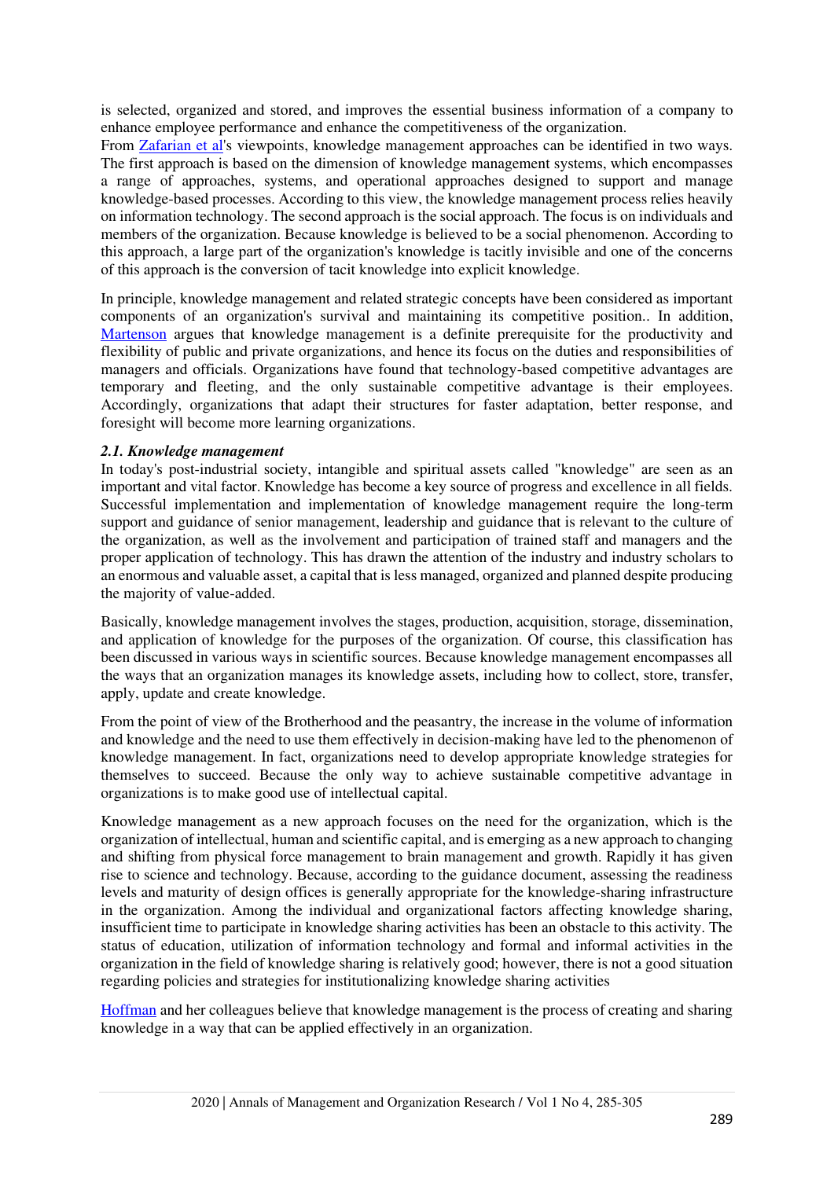is selected, organized and stored, and improves the essential business information of a company to enhance employee performance and enhance the competitiveness of the organization.
From Zafarian et al's viewpoints, knowledge management approaches can be identified in two ways. The first approach is based on the dimension of knowledge management systems, which encompasses a range of approaches, systems, and operational approaches designed to support and manage knowledge-based processes. According to this view, the knowledge management process relies heavily on information technology. The second approach is the social approach. The focus is on individuals and members of the organization. Because knowledge is believed to be a social phenomenon. According to this approach, a large part of the organization's knowledge is tacitly invisible and one of the concerns of this approach is the conversion of tacit knowledge into explicit knowledge.

In principle, knowledge management and related strategic concepts have been considered as important components of an organization's survival and maintaining its competitive position.. In addition, Martenson argues that knowledge management is a definite prerequisite for the productivity and flexibility of public and private organizations, and hence its focus on the duties and responsibilities of managers and officials. Organizations have found that technology-based competitive advantages are temporary and fleeting, and the only sustainable competitive advantage is their employees. Accordingly, organizations that adapt their structures for faster adaptation, better response, and foresight will become more learning organizations.

### *2.1. Knowledge management*

In today's post-industrial society, intangible and spiritual assets called "knowledge" are seen as an important and vital factor. Knowledge has become a key source of progress and excellence in all fields. Successful implementation and implementation of knowledge management require the long-term support and guidance of senior management, leadership and guidance that is relevant to the culture of the organization, as well as the involvement and participation of trained staff and managers and the proper application of technology. This has drawn the attention of the industry and industry scholars to an enormous and valuable asset, a capital that is less managed, organized and planned despite producing the majority of value-added.

Basically, knowledge management involves the stages, production, acquisition, storage, dissemination, and application of knowledge for the purposes of the organization. Of course, this classification has been discussed in various ways in scientific sources. Because knowledge management encompasses all the ways that an organization manages its knowledge assets, including how to collect, store, transfer, apply, update and create knowledge.

From the point of view of the Brotherhood and the peasantry, the increase in the volume of information and knowledge and the need to use them effectively in decision-making have led to the phenomenon of knowledge management. In fact, organizations need to develop appropriate knowledge strategies for themselves to succeed. Because the only way to achieve sustainable competitive advantage in organizations is to make good use of intellectual capital.

Knowledge management as a new approach focuses on the need for the organization, which is the organization of intellectual, human and scientific capital, and is emerging as a new approach to changing and shifting from physical force management to brain management and growth. Rapidly it has given rise to science and technology. Because, according to the guidance document, assessing the readiness levels and maturity of design offices is generally appropriate for the knowledge-sharing infrastructure in the organization. Among the individual and organizational factors affecting knowledge sharing, insufficient time to participate in knowledge sharing activities has been an obstacle to this activity. The status of education, utilization of information technology and formal and informal activities in the organization in the field of knowledge sharing is relatively good; however, there is not a good situation regarding policies and strategies for institutionalizing knowledge sharing activities

Hoffman and her colleagues believe that knowledge management is the process of creating and sharing knowledge in a way that can be applied effectively in an organization.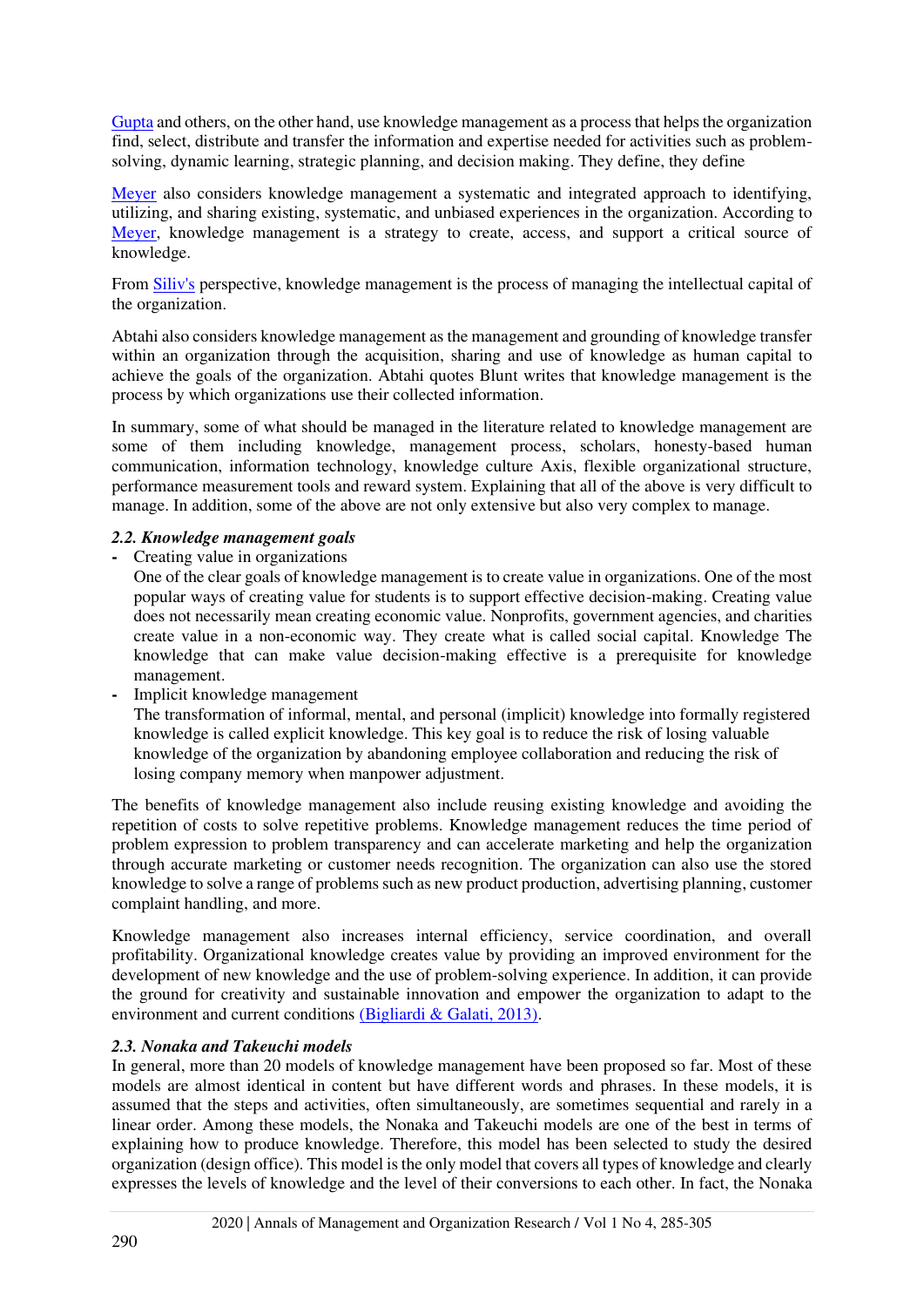Gupta and others, on the other hand, use knowledge management as a process that helps the organization find, select, distribute and transfer the information and expertise needed for activities such as problem-solving, dynamic learning, strategic planning, and decision making. They define, they define

Meyer also considers knowledge management a systematic and integrated approach to identifying, utilizing, and sharing existing, systematic, and unbiased experiences in the organization. According to Meyer, knowledge management is a strategy to create, access, and support a critical source of knowledge.

From Siliv's perspective, knowledge management is the process of managing the intellectual capital of the organization.

Abtahi also considers knowledge management as the management and grounding of knowledge transfer within an organization through the acquisition, sharing and use of knowledge as human capital to achieve the goals of the organization. Abtahi quotes Blunt writes that knowledge management is the process by which organizations use their collected information.

In summary, some of what should be managed in the literature related to knowledge management are some of them including knowledge, management process, scholars, honesty-based human communication, information technology, knowledge culture Axis, flexible organizational structure, performance measurement tools and reward system. Explaining that all of the above is very difficult to manage. In addition, some of the above are not only extensive but also very complex to manage.

### *2.2. Knowledge management goals*

- Creating value in organizations

  One of the clear goals of knowledge management is to create value in organizations. One of the most popular ways of creating value for students is to support effective decision-making. Creating value does not necessarily mean creating economic value. Nonprofits, government agencies, and charities create value in a non-economic way. They create what is called social capital. Knowledge The knowledge that can make value decision-making effective is a prerequisite for knowledge management.
- Implicit knowledge management

  The transformation of informal, mental, and personal (implicit) knowledge into formally registered knowledge is called explicit knowledge. This key goal is to reduce the risk of losing valuable knowledge of the organization by abandoning employee collaboration and reducing the risk of losing company memory when manpower adjustment.

The benefits of knowledge management also include reusing existing knowledge and avoiding the repetition of costs to solve repetitive problems. Knowledge management reduces the time period of problem expression to problem transparency and can accelerate marketing and help the organization through accurate marketing or customer needs recognition. The organization can also use the stored knowledge to solve a range of problems such as new product production, advertising planning, customer complaint handling, and more.

Knowledge management also increases internal efficiency, service coordination, and overall profitability. Organizational knowledge creates value by providing an improved environment for the development of new knowledge and the use of problem-solving experience. In addition, it can provide the ground for creativity and sustainable innovation and empower the organization to adapt to the environment and current conditions (Bigliardi & Galati, 2013).

### *2.3. Nonaka and Takeuchi models*

In general, more than 20 models of knowledge management have been proposed so far. Most of these models are almost identical in content but have different words and phrases. In these models, it is assumed that the steps and activities, often simultaneously, are sometimes sequential and rarely in a linear order. Among these models, the Nonaka and Takeuchi models are one of the best in terms of explaining how to produce knowledge. Therefore, this model has been selected to study the desired organization (design office). This model is the only model that covers all types of knowledge and clearly expresses the levels of knowledge and the level of their conversions to each other. In fact, the Nonaka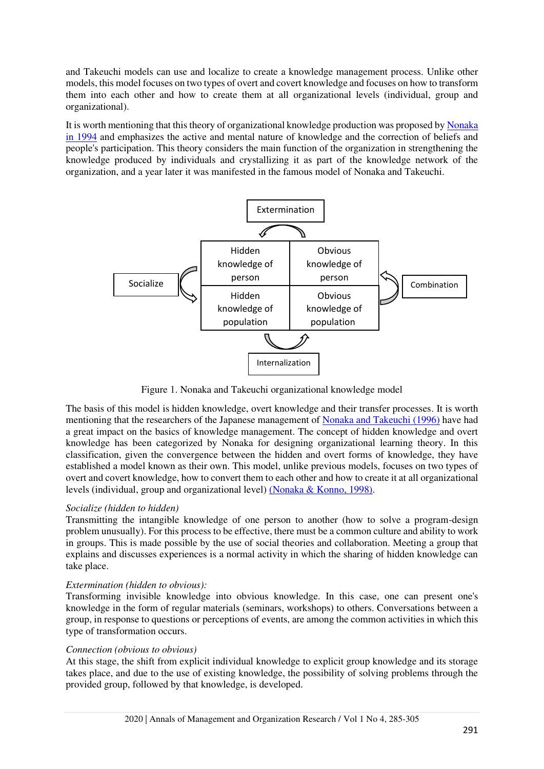and Takeuchi models can use and localize to create a knowledge management process. Unlike other models, this model focuses on two types of overt and covert knowledge and focuses on how to transform them into each other and how to create them at all organizational levels (individual, group and organizational).

It is worth mentioning that this theory of organizational knowledge production was proposed by Nonaka in 1994 and emphasizes the active and mental nature of knowledge and the correction of beliefs and people's participation. This theory considers the main function of the organization in strengthening the knowledge produced by individuals and crystallizing it as part of the knowledge network of the organization, and a year later it was manifested in the famous model of Nonaka and Takeuchi.

| Hidden knowledge of person | Obvious knowledge of person |
| --- | --- |
| Hidden knowledge of population | Obvious knowledge of population |

Extermination (top); Socialize (left); Combination (right); Internalization (bottom)

Figure 1. Nonaka and Takeuchi organizational knowledge model

The basis of this model is hidden knowledge, overt knowledge and their transfer processes. It is worth mentioning that the researchers of the Japanese management of Nonaka and Takeuchi (1996) have had a great impact on the basics of knowledge management. The concept of hidden knowledge and overt knowledge has been categorized by Nonaka for designing organizational learning theory. In this classification, given the convergence between the hidden and overt forms of knowledge, they have established a model known as their own. This model, unlike previous models, focuses on two types of overt and covert knowledge, how to convert them to each other and how to create it at all organizational levels (individual, group and organizational level) (Nonaka & Konno, 1998).

*Socialize (hidden to hidden)*

Transmitting the intangible knowledge of one person to another (how to solve a program-design problem unusually). For this process to be effective, there must be a common culture and ability to work in groups. This is made possible by the use of social theories and collaboration. Meeting a group that explains and discusses experiences is a normal activity in which the sharing of hidden knowledge can take place.

*Extermination (hidden to obvious):*

Transforming invisible knowledge into obvious knowledge. In this case, one can present one's knowledge in the form of regular materials (seminars, workshops) to others. Conversations between a group, in response to questions or perceptions of events, are among the common activities in which this type of transformation occurs.

*Connection (obvious to obvious)*

At this stage, the shift from explicit individual knowledge to explicit group knowledge and its storage takes place, and due to the use of existing knowledge, the possibility of solving problems through the provided group, followed by that knowledge, is developed.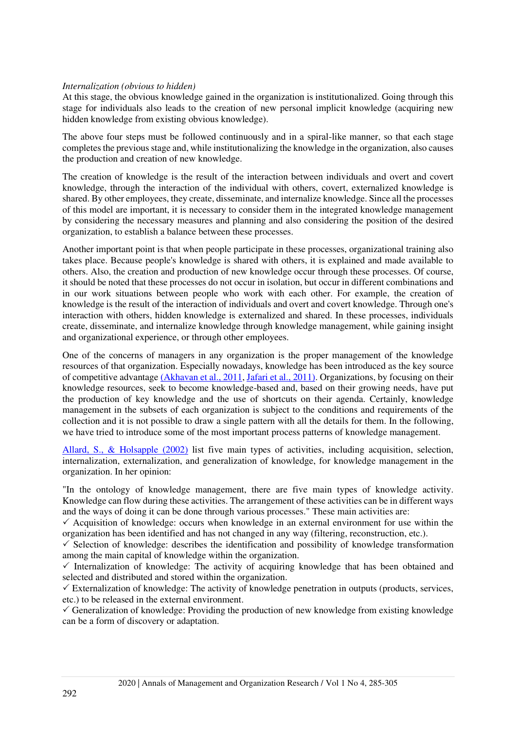*Internalization (obvious to hidden)*

At this stage, the obvious knowledge gained in the organization is institutionalized. Going through this stage for individuals also leads to the creation of new personal implicit knowledge (acquiring new hidden knowledge from existing obvious knowledge).

The above four steps must be followed continuously and in a spiral-like manner, so that each stage completes the previous stage and, while institutionalizing the knowledge in the organization, also causes the production and creation of new knowledge.

The creation of knowledge is the result of the interaction between individuals and overt and covert knowledge, through the interaction of the individual with others, covert, externalized knowledge is shared. By other employees, they create, disseminate, and internalize knowledge. Since all the processes of this model are important, it is necessary to consider them in the integrated knowledge management by considering the necessary measures and planning and also considering the position of the desired organization, to establish a balance between these processes.

Another important point is that when people participate in these processes, organizational training also takes place. Because people's knowledge is shared with others, it is explained and made available to others. Also, the creation and production of new knowledge occur through these processes. Of course, it should be noted that these processes do not occur in isolation, but occur in different combinations and in our work situations between people who work with each other. For example, the creation of knowledge is the result of the interaction of individuals and overt and covert knowledge. Through one's interaction with others, hidden knowledge is externalized and shared. In these processes, individuals create, disseminate, and internalize knowledge through knowledge management, while gaining insight and organizational experience, or through other employees.

One of the concerns of managers in any organization is the proper management of the knowledge resources of that organization. Especially nowadays, knowledge has been introduced as the key source of competitive advantage (Akhavan et al., 2011, Jafari et al., 2011). Organizations, by focusing on their knowledge resources, seek to become knowledge-based and, based on their growing needs, have put the production of key knowledge and the use of shortcuts on their agenda. Certainly, knowledge management in the subsets of each organization is subject to the conditions and requirements of the collection and it is not possible to draw a single pattern with all the details for them. In the following, we have tried to introduce some of the most important process patterns of knowledge management.

Allard, S., & Holsapple (2002) list five main types of activities, including acquisition, selection, internalization, externalization, and generalization of knowledge, for knowledge management in the organization. In her opinion:

"In the ontology of knowledge management, there are five main types of knowledge activity. Knowledge can flow during these activities. The arrangement of these activities can be in different ways and the ways of doing it can be done through various processes." These main activities are:

- ✓ Acquisition of knowledge: occurs when knowledge in an external environment for use within the organization has been identified and has not changed in any way (filtering, reconstruction, etc.).
- ✓ Selection of knowledge: describes the identification and possibility of knowledge transformation among the main capital of knowledge within the organization.
- ✓ Internalization of knowledge: The activity of acquiring knowledge that has been obtained and selected and distributed and stored within the organization.
- ✓ Externalization of knowledge: The activity of knowledge penetration in outputs (products, services, etc.) to be released in the external environment.
- ✓ Generalization of knowledge: Providing the production of new knowledge from existing knowledge can be a form of discovery or adaptation.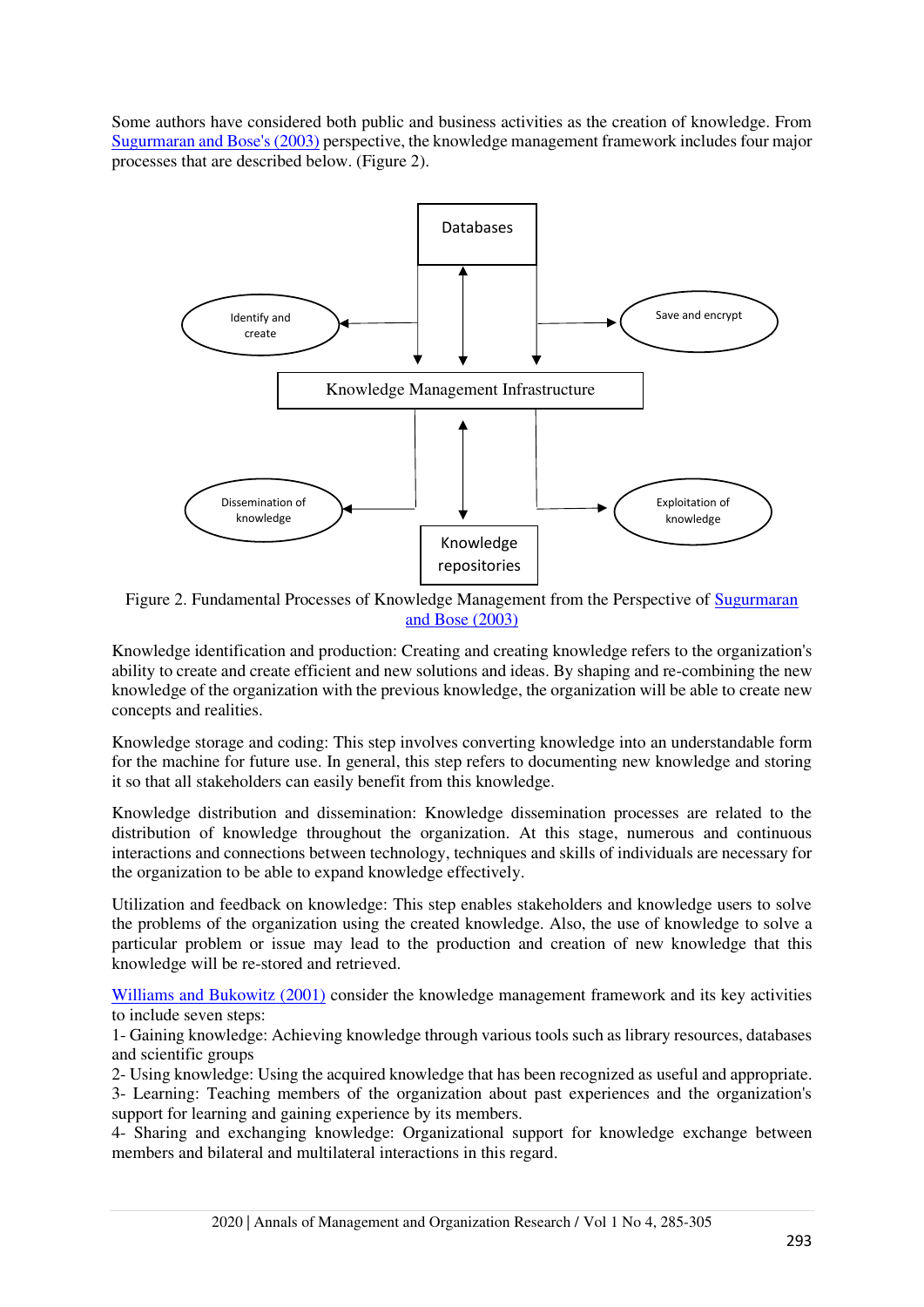Some authors have considered both public and business activities as the creation of knowledge. From Sugurmaran and Bose's (2003) perspective, the knowledge management framework includes four major processes that are described below. (Figure 2).

Figure 2. Fundamental Processes of Knowledge Management from the Perspective of Sugurmaran and Bose (2003)

Knowledge identification and production: Creating and creating knowledge refers to the organization's ability to create and create efficient and new solutions and ideas. By shaping and re-combining the new knowledge of the organization with the previous knowledge, the organization will be able to create new concepts and realities.

Knowledge storage and coding: This step involves converting knowledge into an understandable form for the machine for future use. In general, this step refers to documenting new knowledge and storing it so that all stakeholders can easily benefit from this knowledge.

Knowledge distribution and dissemination: Knowledge dissemination processes are related to the distribution of knowledge throughout the organization. At this stage, numerous and continuous interactions and connections between technology, techniques and skills of individuals are necessary for the organization to be able to expand knowledge effectively.

Utilization and feedback on knowledge: This step enables stakeholders and knowledge users to solve the problems of the organization using the created knowledge. Also, the use of knowledge to solve a particular problem or issue may lead to the production and creation of new knowledge that this knowledge will be re-stored and retrieved.

Williams and Bukowitz (2001) consider the knowledge management framework and its key activities to include seven steps:

1- Gaining knowledge: Achieving knowledge through various tools such as library resources, databases and scientific groups

2- Using knowledge: Using the acquired knowledge that has been recognized as useful and appropriate.

3- Learning: Teaching members of the organization about past experiences and the organization's support for learning and gaining experience by its members.

4- Sharing and exchanging knowledge: Organizational support for knowledge exchange between members and bilateral and multilateral interactions in this regard.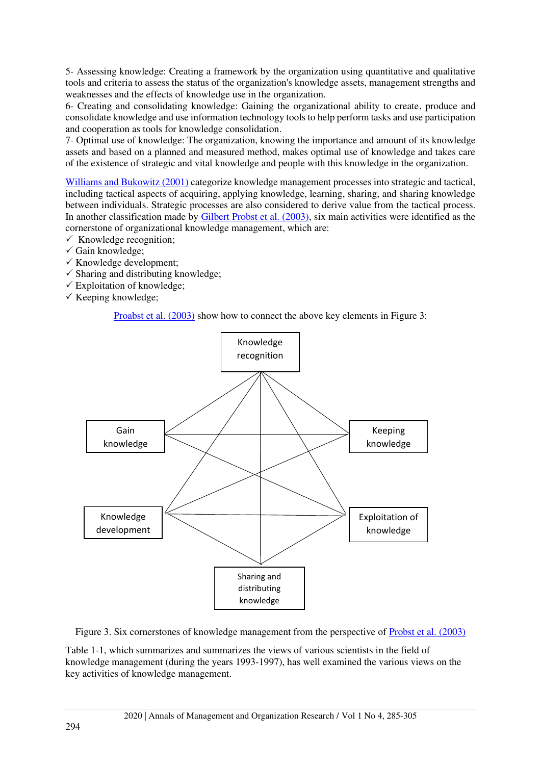5- Assessing knowledge: Creating a framework by the organization using quantitative and qualitative tools and criteria to assess the status of the organization's knowledge assets, management strengths and weaknesses and the effects of knowledge use in the organization.
6- Creating and consolidating knowledge: Gaining the organizational ability to create, produce and consolidate knowledge and use information technology tools to help perform tasks and use participation and cooperation as tools for knowledge consolidation.
7- Optimal use of knowledge: The organization, knowing the importance and amount of its knowledge assets and based on a planned and measured method, makes optimal use of knowledge and takes care of the existence of strategic and vital knowledge and people with this knowledge in the organization.

Williams and Bukowitz (2001) categorize knowledge management processes into strategic and tactical, including tactical aspects of acquiring, applying knowledge, learning, sharing, and sharing knowledge between individuals. Strategic processes are also considered to derive value from the tactical process. In another classification made by Gilbert Probst et al. (2003), six main activities were identified as the cornerstone of organizational knowledge management, which are:

- ✓ Knowledge recognition;
- ✓ Gain knowledge;
- ✓ Knowledge development;
- ✓ Sharing and distributing knowledge;
- ✓ Exploitation of knowledge;
- ✓ Keeping knowledge;

Proabst et al. (2003) show how to connect the above key elements in Figure 3:

Knowledge recognition

Gain knowledge

Keeping knowledge

Knowledge development

Exploitation of knowledge

Sharing and distributing knowledge

Figure 3. Six cornerstones of knowledge management from the perspective of Probst et al. (2003)

Table 1-1, which summarizes and summarizes the views of various scientists in the field of knowledge management (during the years 1993-1997), has well examined the various views on the key activities of knowledge management.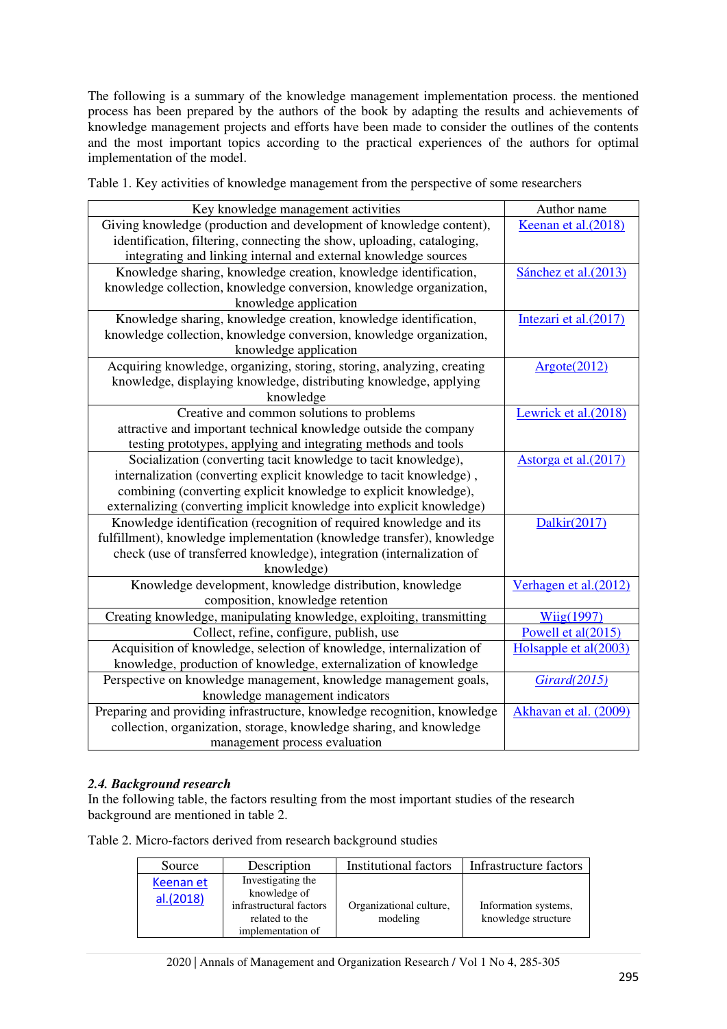The following is a summary of the knowledge management implementation process. the mentioned process has been prepared by the authors of the book by adapting the results and achievements of knowledge management projects and efforts have been made to consider the outlines of the contents and the most important topics according to the practical experiences of the authors for optimal implementation of the model.

Table 1. Key activities of knowledge management from the perspective of some researchers

| Key knowledge management activities | Author name |
|---|---|
| Giving knowledge (production and development of knowledge content), identification, filtering, connecting the show, uploading, cataloging, integrating and linking internal and external knowledge sources | Keenan et al.(2018) |
| Knowledge sharing, knowledge creation, knowledge identification, knowledge collection, knowledge conversion, knowledge organization, knowledge application | Sánchez et al.(2013) |
| Knowledge sharing, knowledge creation, knowledge identification, knowledge collection, knowledge conversion, knowledge organization, knowledge application | Intezari et al.(2017) |
| Acquiring knowledge, organizing, storing, analyzing, creating knowledge, displaying knowledge, distributing knowledge, applying knowledge | Argote(2012) |
| Creative and common solutions to problems attractive and important technical knowledge outside the company testing prototypes, applying and integrating methods and tools | Lewrick et al.(2018) |
| Socialization (converting tacit knowledge to tacit knowledge), internalization (converting explicit knowledge to tacit knowledge) , combining (converting explicit knowledge to explicit knowledge), externalizing (converting implicit knowledge into explicit knowledge) | Astorga et al.(2017) |
| Knowledge identification (recognition of required knowledge and its fulfillment), knowledge implementation (knowledge transfer), knowledge check (use of transferred knowledge), integration (internalization of knowledge) | Dalkir(2017) |
| Knowledge development, knowledge distribution, knowledge composition, knowledge retention | Verhagen et al.(2012) |
| Creating knowledge, manipulating knowledge, exploiting, transmitting | Wiig(1997) |
| Collect, refine, configure, publish, use | Powell et al(2015) |
| Acquisition of knowledge, selection of knowledge, internalization of knowledge, production of knowledge, externalization of knowledge | Holsapple et al(2003) |
| Perspective on knowledge management, knowledge management goals, knowledge management indicators | *Girard(2015)* |
| Preparing and providing infrastructure, knowledge recognition, knowledge collection, organization, storage, knowledge sharing, and knowledge management process evaluation | Akhavan et al. (2009) |

### *2.4. Background research*

In the following table, the factors resulting from the most important studies of the research background are mentioned in table 2.

Table 2. Micro-factors derived from research background studies

| Source | Description | Institutional factors | Infrastructure factors |
|---|---|---|---|
| Keenan et al.(2018) | Investigating the knowledge of infrastructural factors related to the implementation of | Organizational culture, modeling | Information systems, knowledge structure |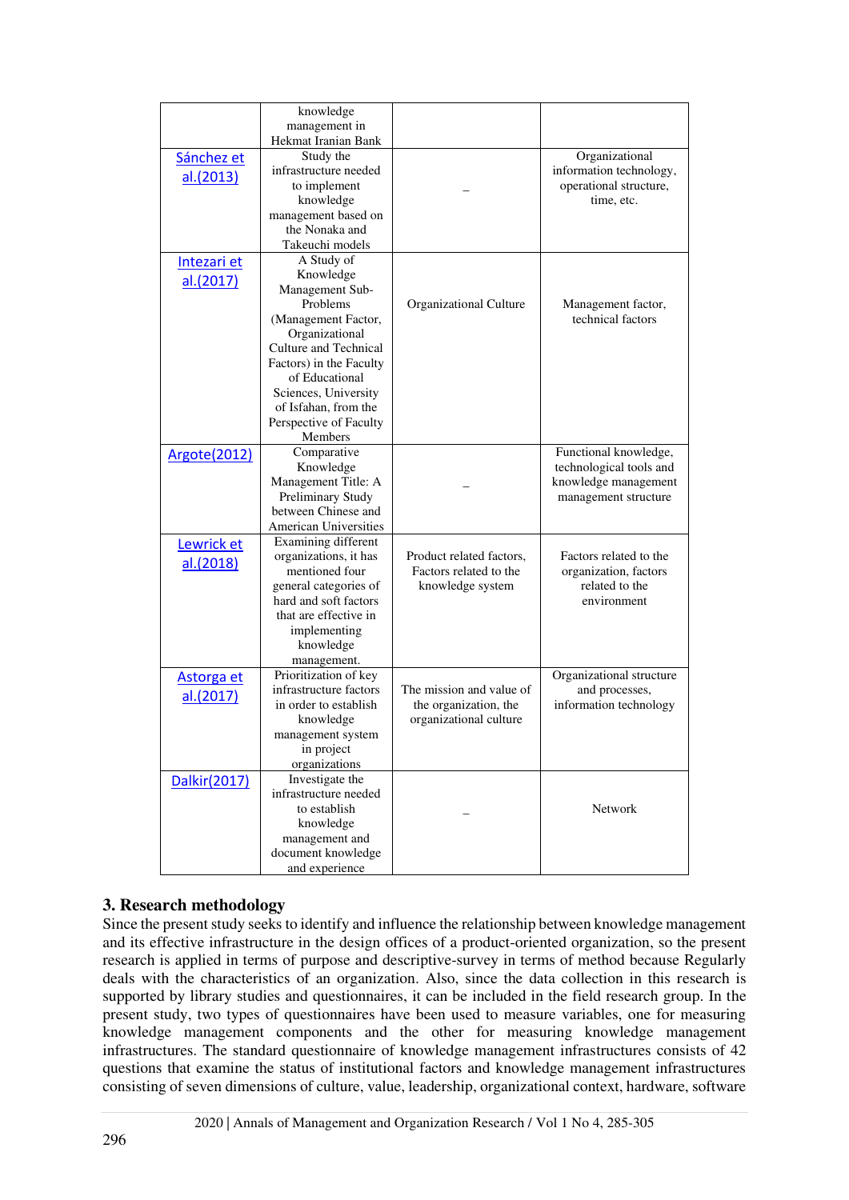| | | | |
|---|---|---|---|
| | knowledge management in Hekmat Iranian Bank | | |
| Sánchez et al.(2013) | Study the infrastructure needed to implement knowledge management based on the Nonaka and Takeuchi models | _ | Organizational information technology, operational structure, time, etc. |
| Intezari et al.(2017) | A Study of Knowledge Management Sub-Problems (Management Factor, Organizational Culture and Technical Factors) in the Faculty of Educational Sciences, University of Isfahan, from the Perspective of Faculty Members | Organizational Culture | Management factor, technical factors |
| Argote(2012) | Comparative Knowledge Management Title: A Preliminary Study between Chinese and American Universities | _ | Functional knowledge, technological tools and knowledge management management structure |
| Lewrick et al.(2018) | Examining different organizations, it has mentioned four general categories of hard and soft factors that are effective in implementing knowledge management. | Product related factors, Factors related to the knowledge system | Factors related to the organization, factors related to the environment |
| Astorga et al.(2017) | Prioritization of key infrastructure factors in order to establish knowledge management system in project organizations | The mission and value of the organization, the organizational culture | Organizational structure and processes, information technology |
| Dalkir(2017) | Investigate the infrastructure needed to establish knowledge management and document knowledge and experience | _ | Network |

## 3. Research methodology

Since the present study seeks to identify and influence the relationship between knowledge management and its effective infrastructure in the design offices of a product-oriented organization, so the present research is applied in terms of purpose and descriptive-survey in terms of method because Regularly deals with the characteristics of an organization. Also, since the data collection in this research is supported by library studies and questionnaires, it can be included in the field research group. In the present study, two types of questionnaires have been used to measure variables, one for measuring knowledge management components and the other for measuring knowledge management infrastructures. The standard questionnaire of knowledge management infrastructures consists of 42 questions that examine the status of institutional factors and knowledge management infrastructures consisting of seven dimensions of culture, value, leadership, organizational context, hardware, software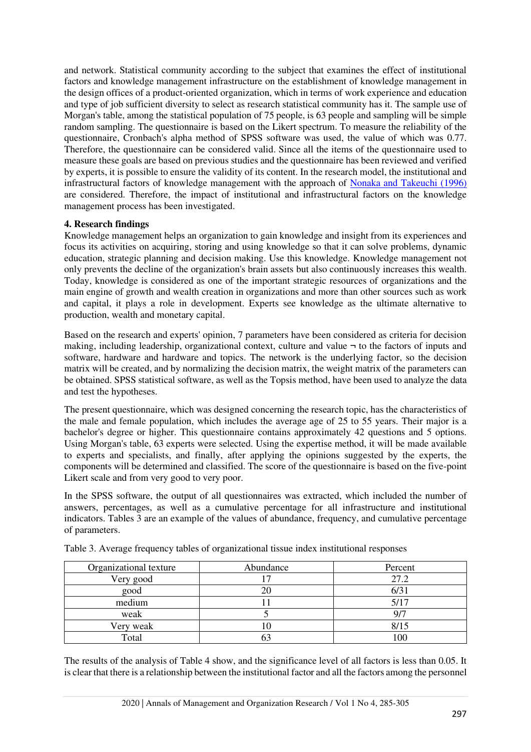and network. Statistical community according to the subject that examines the effect of institutional factors and knowledge management infrastructure on the establishment of knowledge management in the design offices of a product-oriented organization, which in terms of work experience and education and type of job sufficient diversity to select as research statistical community has it. The sample use of Morgan's table, among the statistical population of 75 people, is 63 people and sampling will be simple random sampling. The questionnaire is based on the Likert spectrum. To measure the reliability of the questionnaire, Cronbach's alpha method of SPSS software was used, the value of which was 0.77. Therefore, the questionnaire can be considered valid. Since all the items of the questionnaire used to measure these goals are based on previous studies and the questionnaire has been reviewed and verified by experts, it is possible to ensure the validity of its content. In the research model, the institutional and infrastructural factors of knowledge management with the approach of Nonaka and Takeuchi (1996) are considered. Therefore, the impact of institutional and infrastructural factors on the knowledge management process has been investigated.

**4. Research findings**

Knowledge management helps an organization to gain knowledge and insight from its experiences and focus its activities on acquiring, storing and using knowledge so that it can solve problems, dynamic education, strategic planning and decision making. Use this knowledge. Knowledge management not only prevents the decline of the organization's brain assets but also continuously increases this wealth. Today, knowledge is considered as one of the important strategic resources of organizations and the main engine of growth and wealth creation in organizations and more than other sources such as work and capital, it plays a role in development. Experts see knowledge as the ultimate alternative to production, wealth and monetary capital.

Based on the research and experts' opinion, 7 parameters have been considered as criteria for decision making, including leadership, organizational context, culture and value ¬ to the factors of inputs and software, hardware and hardware and topics. The network is the underlying factor, so the decision matrix will be created, and by normalizing the decision matrix, the weight matrix of the parameters can be obtained. SPSS statistical software, as well as the Topsis method, have been used to analyze the data and test the hypotheses.

The present questionnaire, which was designed concerning the research topic, has the characteristics of the male and female population, which includes the average age of 25 to 55 years. Their major is a bachelor's degree or higher. This questionnaire contains approximately 42 questions and 5 options. Using Morgan's table, 63 experts were selected. Using the expertise method, it will be made available to experts and specialists, and finally, after applying the opinions suggested by the experts, the components will be determined and classified. The score of the questionnaire is based on the five-point Likert scale and from very good to very poor.

In the SPSS software, the output of all questionnaires was extracted, which included the number of answers, percentages, as well as a cumulative percentage for all infrastructure and institutional indicators. Tables 3 are an example of the values of abundance, frequency, and cumulative percentage of parameters.

Table 3. Average frequency tables of organizational tissue index institutional responses

| Organizational texture | Abundance | Percent |
|---|---|---|
| Very good | 17 | 27.2 |
| good | 20 | 6/31 |
| medium | 11 | 5/17 |
| weak | 5 | 9/7 |
| Very weak | 10 | 8/15 |
| Total | 63 | 100 |

The results of the analysis of Table 4 show, and the significance level of all factors is less than 0.05. It is clear that there is a relationship between the institutional factor and all the factors among the personnel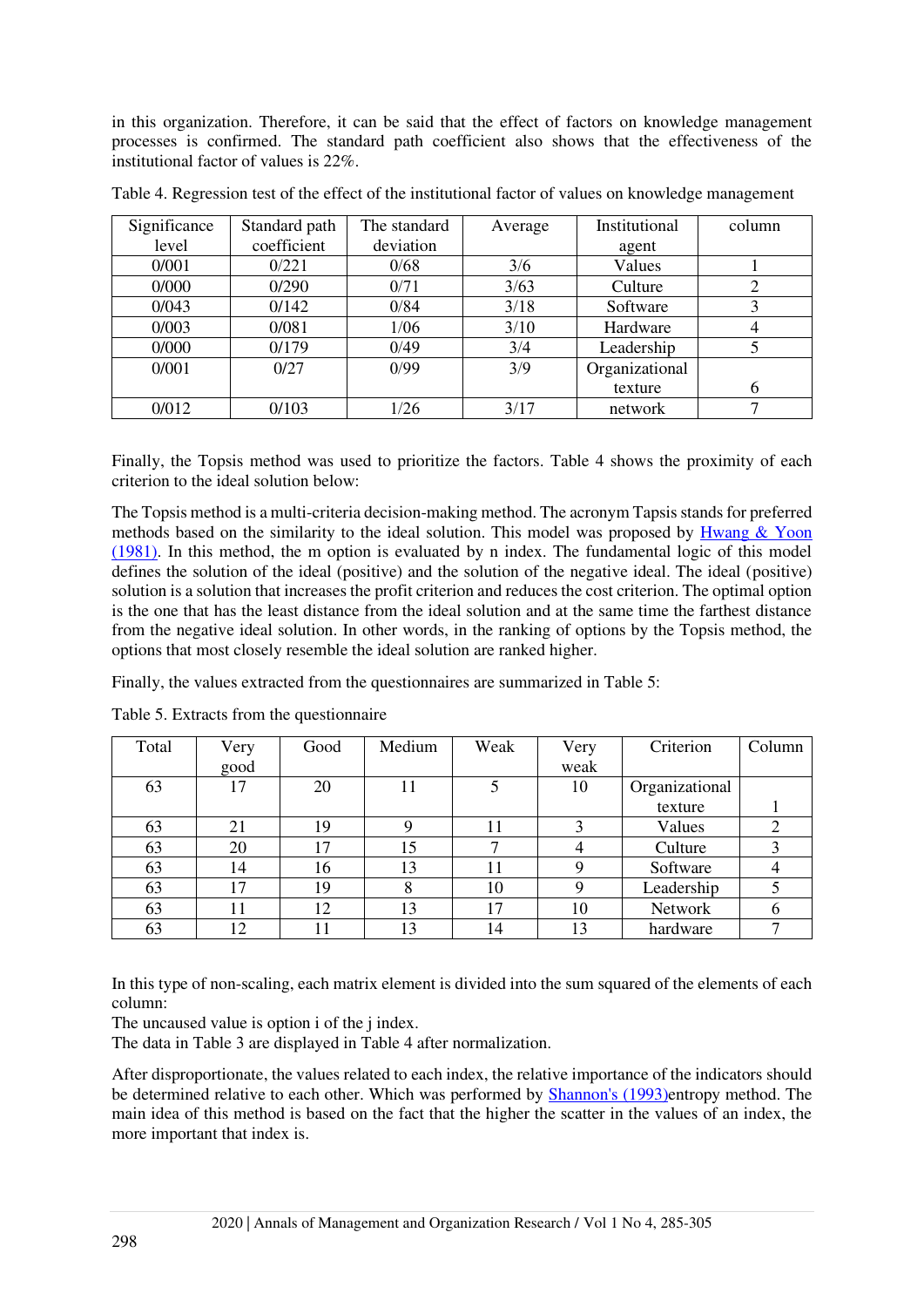in this organization. Therefore, it can be said that the effect of factors on knowledge management processes is confirmed. The standard path coefficient also shows that the effectiveness of the institutional factor of values is 22%.

Table 4. Regression test of the effect of the institutional factor of values on knowledge management

| Significance level | Standard path coefficient | The standard deviation | Average | Institutional agent | column |
|---|---|---|---|---|---|
| 0/001 | 0/221 | 0/68 | 3/6 | Values | 1 |
| 0/000 | 0/290 | 0/71 | 3/63 | Culture | 2 |
| 0/043 | 0/142 | 0/84 | 3/18 | Software | 3 |
| 0/003 | 0/081 | 1/06 | 3/10 | Hardware | 4 |
| 0/000 | 0/179 | 0/49 | 3/4 | Leadership | 5 |
| 0/001 | 0/27 | 0/99 | 3/9 | Organizational texture | 6 |
| 0/012 | 0/103 | 1/26 | 3/17 | network | 7 |

Finally, the Topsis method was used to prioritize the factors. Table 4 shows the proximity of each criterion to the ideal solution below:

The Topsis method is a multi-criteria decision-making method. The acronym Tapsis stands for preferred methods based on the similarity to the ideal solution. This model was proposed by Hwang & Yoon (1981). In this method, the m option is evaluated by n index. The fundamental logic of this model defines the solution of the ideal (positive) and the solution of the negative ideal. The ideal (positive) solution is a solution that increases the profit criterion and reduces the cost criterion. The optimal option is the one that has the least distance from the ideal solution and at the same time the farthest distance from the negative ideal solution. In other words, in the ranking of options by the Topsis method, the options that most closely resemble the ideal solution are ranked higher.

Finally, the values extracted from the questionnaires are summarized in Table 5:

Table 5. Extracts from the questionnaire

| Total | Very good | Good | Medium | Weak | Very weak | Criterion | Column |
|---|---|---|---|---|---|---|---|
| 63 | 17 | 20 | 11 | 5 | 10 | Organizational texture | 1 |
| 63 | 21 | 19 | 9 | 11 | 3 | Values | 2 |
| 63 | 20 | 17 | 15 | 7 | 4 | Culture | 3 |
| 63 | 14 | 16 | 13 | 11 | 9 | Software | 4 |
| 63 | 17 | 19 | 8 | 10 | 9 | Leadership | 5 |
| 63 | 11 | 12 | 13 | 17 | 10 | Network | 6 |
| 63 | 12 | 11 | 13 | 14 | 13 | hardware | 7 |

In this type of non-scaling, each matrix element is divided into the sum squared of the elements of each column:
The uncaused value is option i of the j index.
The data in Table 3 are displayed in Table 4 after normalization.

After disproportionate, the values related to each index, the relative importance of the indicators should be determined relative to each other. Which was performed by Shannon's (1993)entropy method. The main idea of this method is based on the fact that the higher the scatter in the values of an index, the more important that index is.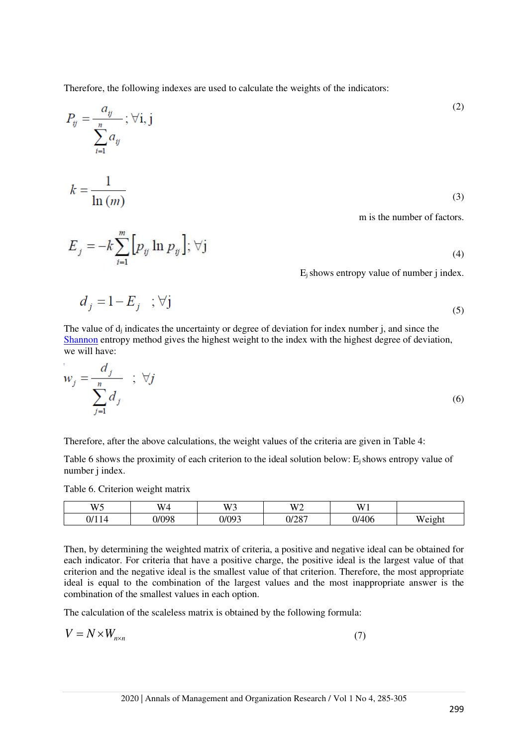Therefore, the following indexes are used to calculate the weights of the indicators:

$$P_{ij} = \frac{a_{ij}}{\sum_{i=1}^{n} a_{ij}} ; \forall \text{i, j} \tag{2}$$

$$k = \frac{1}{\ln(m)} \tag{3}$$

m is the number of factors.

$$E_j = -k \sum_{i=1}^{m} \left[ p_{ij} \ln p_{ij} \right]; \forall \text{j} \tag{4}$$

$E_j$ shows entropy value of number j index.

$$d_j = 1 - E_j \quad ; \forall \text{j} \tag{5}$$

The value of $d_j$ indicates the uncertainty or degree of deviation for index number j, and since the Shannon entropy method gives the highest weight to the index with the highest degree of deviation, we will have:

$$w_j = \frac{d_j}{\sum_{j=1}^{n} d_j} \quad ; \forall j \tag{6}$$

Therefore, after the above calculations, the weight values of the criteria are given in Table 4:

Table 6 shows the proximity of each criterion to the ideal solution below: $E_j$ shows entropy value of number j index.

Table 6. Criterion weight matrix

| W5 | W4 | W3 | W2 | W1 | |
|---|---|---|---|---|---|
| 0/114 | 0/098 | 0/093 | 0/287 | 0/406 | Weight |

Then, by determining the weighted matrix of criteria, a positive and negative ideal can be obtained for each indicator. For criteria that have a positive charge, the positive ideal is the largest value of that criterion and the negative ideal is the smallest value of that criterion. Therefore, the most appropriate ideal is equal to the combination of the largest values and the most inappropriate answer is the combination of the smallest values in each option.

The calculation of the scaleless matrix is obtained by the following formula:

$$V = N \times W_{n \times n} \tag{7}$$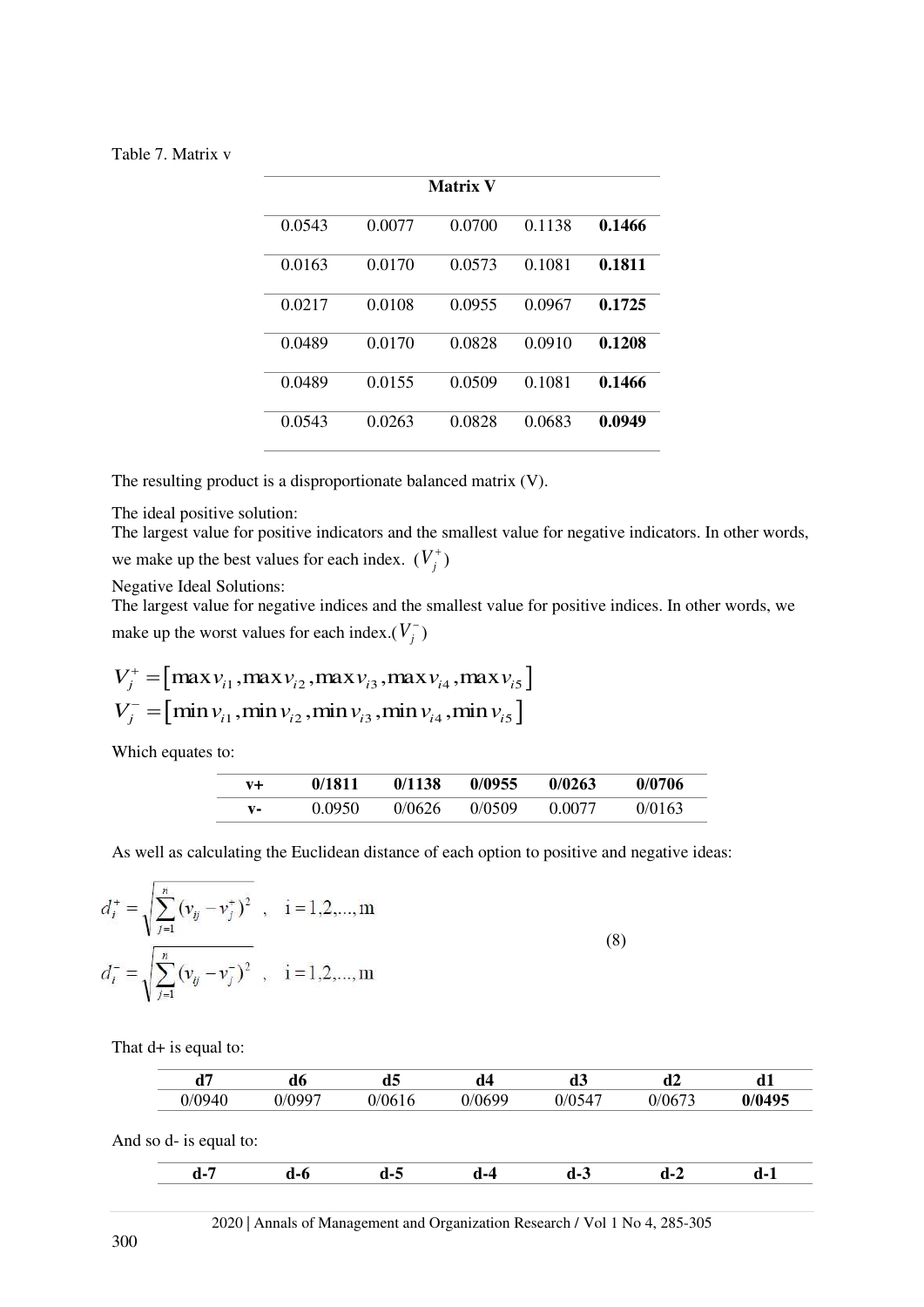Table 7. Matrix v

| Matrix V | | | | |
|---|---|---|---|---|
| 0.0543 | 0.0077 | 0.0700 | 0.1138 | **0.1466** |
| 0.0163 | 0.0170 | 0.0573 | 0.1081 | **0.1811** |
| 0.0217 | 0.0108 | 0.0955 | 0.0967 | **0.1725** |
| 0.0489 | 0.0170 | 0.0828 | 0.0910 | **0.1208** |
| 0.0489 | 0.0155 | 0.0509 | 0.1081 | **0.1466** |
| 0.0543 | 0.0263 | 0.0828 | 0.0683 | **0.0949** |

The resulting product is a disproportionate balanced matrix (V).

The ideal positive solution:
The largest value for positive indicators and the smallest value for negative indicators. In other words, we make up the best values for each index. ($V_j^+$)

Negative Ideal Solutions:
The largest value for negative indices and the smallest value for positive indices. In other words, we make up the worst values for each index.($V_j^-$)

$$V_j^+ = \left[\max v_{i1}, \max v_{i2}, \max v_{i3}, \max v_{i4}, \max v_{i5}\right]$$
$$V_j^- = \left[\min v_{i1}, \min v_{i2}, \min v_{i3}, \min v_{i4}, \min v_{i5}\right]$$

Which equates to:

| v+ | 0/1811 | 0/1138 | 0/0955 | 0/0263 | 0/0706 |
|---|---|---|---|---|---|
| v- | 0.0950 | 0/0626 | 0/0509 | 0.0077 | 0/0163 |

As well as calculating the Euclidean distance of each option to positive and negative ideas:

$$d_i^+ = \sqrt{\sum_{j=1}^{n} (v_{ij} - v_j^+)^2} \quad , \quad i = 1,2,\ldots,m$$
$$d_i^- = \sqrt{\sum_{j=1}^{n} (v_{ij} - v_j^-)^2} \quad , \quad i = 1,2,\ldots,m \tag{8}$$

That d+ is equal to:

| d7 | d6 | d5 | d4 | d3 | d2 | d1 |
|---|---|---|---|---|---|---|
| 0/0940 | 0/0997 | 0/0616 | 0/0699 | 0/0547 | 0/0673 | **0/0495** |

And so d- is equal to:

| d-7 | d-6 | d-5 | d-4 | d-3 | d-2 | d-1 |
|---|---|---|---|---|---|---|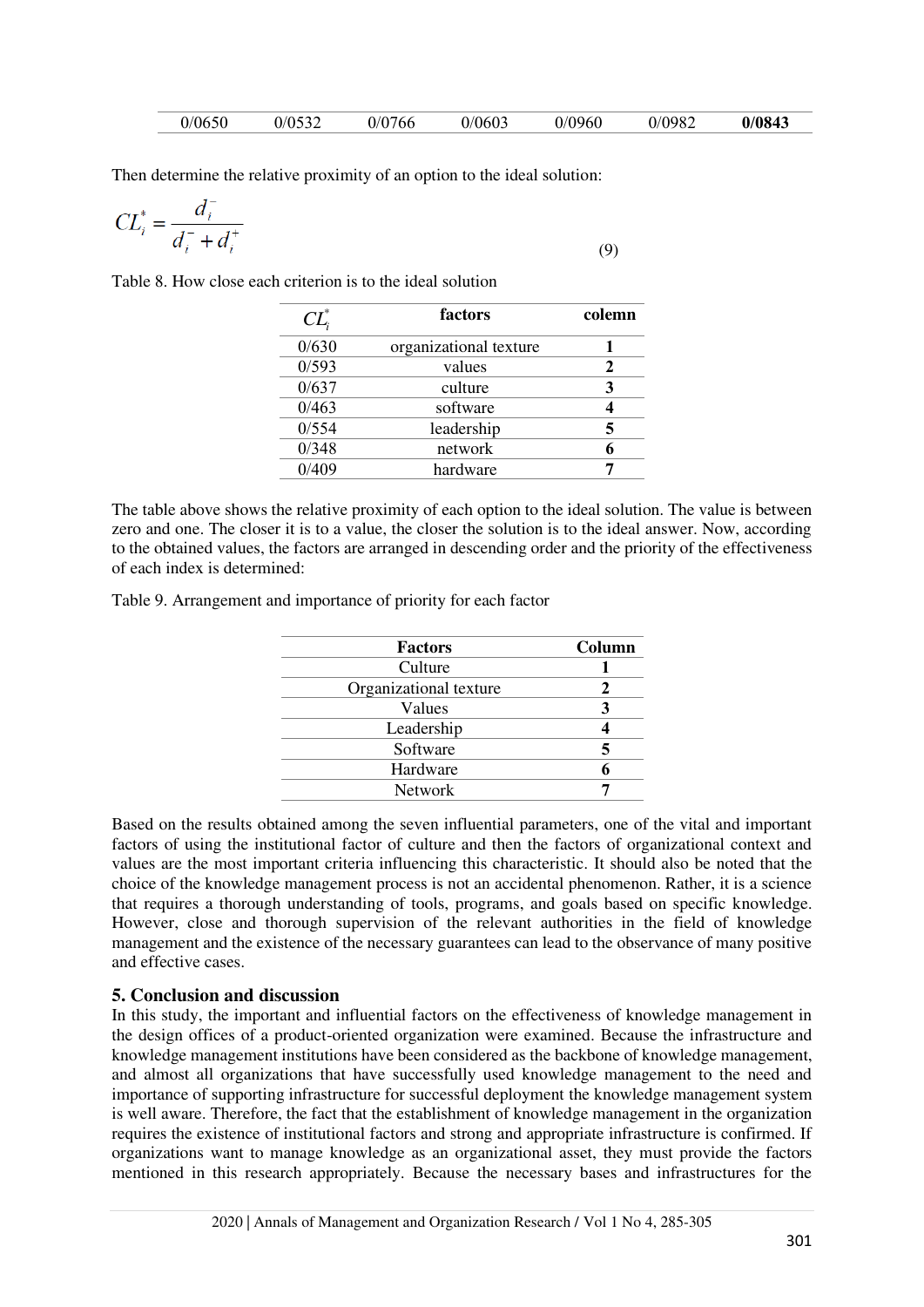| 0/0650 | 0/0532 | 0/0766 | 0/0603 | 0/0960 | 0/0982 | **0/0843** |
|---|---|---|---|---|---|---|

Then determine the relative proximity of an option to the ideal solution:

$$CL_i^* = \frac{d_i^-}{d_i^- + d_i^+} \tag{9}$$

Table 8. How close each criterion is to the ideal solution

| $CL_i^*$ | factors | colemn |
|---|---|---|
| 0/630 | organizational texture | **1** |
| 0/593 | values | **2** |
| 0/637 | culture | **3** |
| 0/463 | software | **4** |
| 0/554 | leadership | **5** |
| 0/348 | network | **6** |
| 0/409 | hardware | **7** |

The table above shows the relative proximity of each option to the ideal solution. The value is between zero and one. The closer it is to a value, the closer the solution is to the ideal answer. Now, according to the obtained values, the factors are arranged in descending order and the priority of the effectiveness of each index is determined:

Table 9. Arrangement and importance of priority for each factor

| Factors | Column |
|---|---|
| Culture | **1** |
| Organizational texture | **2** |
| Values | **3** |
| Leadership | **4** |
| Software | **5** |
| Hardware | **6** |
| Network | **7** |

Based on the results obtained among the seven influential parameters, one of the vital and important factors of using the institutional factor of culture and then the factors of organizational context and values are the most important criteria influencing this characteristic. It should also be noted that the choice of the knowledge management process is not an accidental phenomenon. Rather, it is a science that requires a thorough understanding of tools, programs, and goals based on specific knowledge. However, close and thorough supervision of the relevant authorities in the field of knowledge management and the existence of the necessary guarantees can lead to the observance of many positive and effective cases.

## 5. Conclusion and discussion

In this study, the important and influential factors on the effectiveness of knowledge management in the design offices of a product-oriented organization were examined. Because the infrastructure and knowledge management institutions have been considered as the backbone of knowledge management, and almost all organizations that have successfully used knowledge management to the need and importance of supporting infrastructure for successful deployment the knowledge management system is well aware. Therefore, the fact that the establishment of knowledge management in the organization requires the existence of institutional factors and strong and appropriate infrastructure is confirmed. If organizations want to manage knowledge as an organizational asset, they must provide the factors mentioned in this research appropriately. Because the necessary bases and infrastructures for the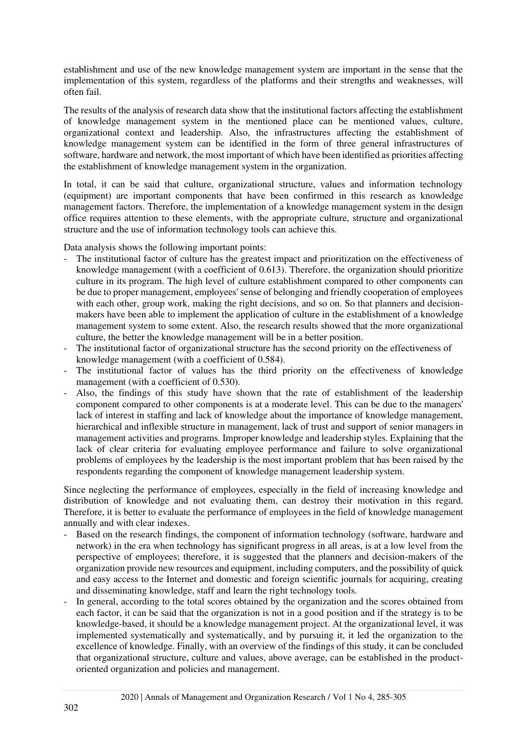establishment and use of the new knowledge management system are important in the sense that the implementation of this system, regardless of the platforms and their strengths and weaknesses, will often fail.

The results of the analysis of research data show that the institutional factors affecting the establishment of knowledge management system in the mentioned place can be mentioned values, culture, organizational context and leadership. Also, the infrastructures affecting the establishment of knowledge management system can be identified in the form of three general infrastructures of software, hardware and network, the most important of which have been identified as priorities affecting the establishment of knowledge management system in the organization.

In total, it can be said that culture, organizational structure, values and information technology (equipment) are important components that have been confirmed in this research as knowledge management factors. Therefore, the implementation of a knowledge management system in the design office requires attention to these elements, with the appropriate culture, structure and organizational structure and the use of information technology tools can achieve this.

Data analysis shows the following important points:

- The institutional factor of culture has the greatest impact and prioritization on the effectiveness of knowledge management (with a coefficient of 0.613). Therefore, the organization should prioritize culture in its program. The high level of culture establishment compared to other components can be due to proper management, employees' sense of belonging and friendly cooperation of employees with each other, group work, making the right decisions, and so on. So that planners and decision-makers have been able to implement the application of culture in the establishment of a knowledge management system to some extent. Also, the research results showed that the more organizational culture, the better the knowledge management will be in a better position.
- The institutional factor of organizational structure has the second priority on the effectiveness of knowledge management (with a coefficient of 0.584).
- The institutional factor of values has the third priority on the effectiveness of knowledge management (with a coefficient of 0.530).
- Also, the findings of this study have shown that the rate of establishment of the leadership component compared to other components is at a moderate level. This can be due to the managers' lack of interest in staffing and lack of knowledge about the importance of knowledge management, hierarchical and inflexible structure in management, lack of trust and support of senior managers in management activities and programs. Improper knowledge and leadership styles. Explaining that the lack of clear criteria for evaluating employee performance and failure to solve organizational problems of employees by the leadership is the most important problem that has been raised by the respondents regarding the component of knowledge management leadership system.

Since neglecting the performance of employees, especially in the field of increasing knowledge and distribution of knowledge and not evaluating them, can destroy their motivation in this regard. Therefore, it is better to evaluate the performance of employees in the field of knowledge management annually and with clear indexes.

- Based on the research findings, the component of information technology (software, hardware and network) in the era when technology has significant progress in all areas, is at a low level from the perspective of employees; therefore, it is suggested that the planners and decision-makers of the organization provide new resources and equipment, including computers, and the possibility of quick and easy access to the Internet and domestic and foreign scientific journals for acquiring, creating and disseminating knowledge, staff and learn the right technology tools.
- In general, according to the total scores obtained by the organization and the scores obtained from each factor, it can be said that the organization is not in a good position and if the strategy is to be knowledge-based, it should be a knowledge management project. At the organizational level, it was implemented systematically and systematically, and by pursuing it, it led the organization to the excellence of knowledge. Finally, with an overview of the findings of this study, it can be concluded that organizational structure, culture and values, above average, can be established in the product-oriented organization and policies and management.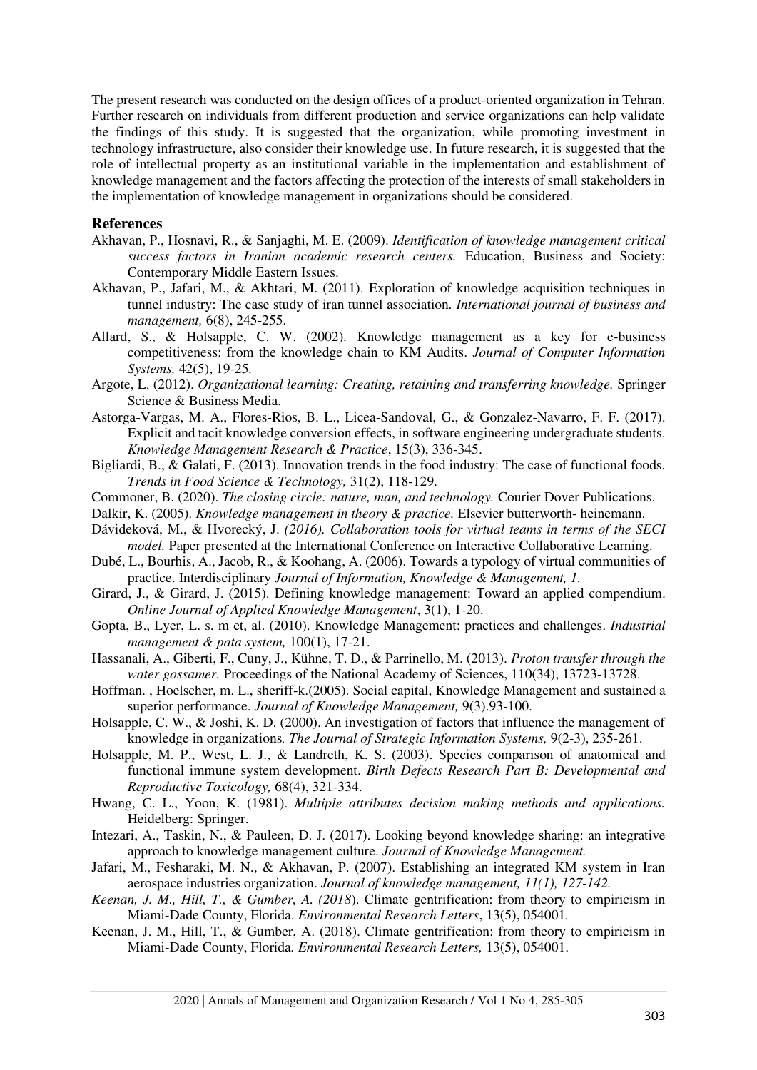The present research was conducted on the design offices of a product-oriented organization in Tehran. Further research on individuals from different production and service organizations can help validate the findings of this study. It is suggested that the organization, while promoting investment in technology infrastructure, also consider their knowledge use. In future research, it is suggested that the role of intellectual property as an institutional variable in the implementation and establishment of knowledge management and the factors affecting the protection of the interests of small stakeholders in the implementation of knowledge management in organizations should be considered.

## References

Akhavan, P., Hosnavi, R., & Sanjaghi, M. E. (2009). *Identification of knowledge management critical success factors in Iranian academic research centers.* Education, Business and Society: Contemporary Middle Eastern Issues.

Akhavan, P., Jafari, M., & Akhtari, M. (2011). Exploration of knowledge acquisition techniques in tunnel industry: The case study of iran tunnel association. *International journal of business and management,* 6(8), 245-255.

Allard, S., & Holsapple, C. W. (2002). Knowledge management as a key for e-business competitiveness: from the knowledge chain to KM Audits. *Journal of Computer Information Systems,* 42(5), 19-25.

Argote, L. (2012). *Organizational learning: Creating, retaining and transferring knowledge.* Springer Science & Business Media.

Astorga-Vargas, M. A., Flores-Rios, B. L., Licea-Sandoval, G., & Gonzalez-Navarro, F. F. (2017). Explicit and tacit knowledge conversion effects, in software engineering undergraduate students. *Knowledge Management Research & Practice*, 15(3), 336-345.

Bigliardi, B., & Galati, F. (2013). Innovation trends in the food industry: The case of functional foods. *Trends in Food Science & Technology,* 31(2), 118-129.

Commoner, B. (2020). *The closing circle: nature, man, and technology.* Courier Dover Publications.

Dalkir, K. (2005). *Knowledge management in theory & practice.* Elsevier butterworth- heinemann.

Dávideková, M., & Hvorecký, J. *(2016). Collaboration tools for virtual teams in terms of the SECI model.* Paper presented at the International Conference on Interactive Collaborative Learning.

Dubé, L., Bourhis, A., Jacob, R., & Koohang, A. (2006). Towards a typology of virtual communities of practice. Interdisciplinary *Journal of Information, Knowledge & Management, 1.*

Girard, J., & Girard, J. (2015). Defining knowledge management: Toward an applied compendium. *Online Journal of Applied Knowledge Management*, 3(1), 1-20.

Gopta, B., Lyer, L. s. m et, al. (2010). Knowledge Management: practices and challenges. *Industrial management & pata system,* 100(1), 17-21.

Hassanali, A., Giberti, F., Cuny, J., Kühne, T. D., & Parrinello, M. (2013). *Proton transfer through the water gossamer.* Proceedings of the National Academy of Sciences, 110(34), 13723-13728.

Hoffman. , Hoelscher, m. L., sheriff-k.(2005). Social capital, Knowledge Management and sustained a superior performance. *Journal of Knowledge Management,* 9(3).93-100.

Holsapple, C. W., & Joshi, K. D. (2000). An investigation of factors that influence the management of knowledge in organizations*. The Journal of Strategic Information Systems,* 9(2-3), 235-261.

Holsapple, M. P., West, L. J., & Landreth, K. S. (2003). Species comparison of anatomical and functional immune system development. *Birth Defects Research Part B: Developmental and Reproductive Toxicology,* 68(4), 321-334.

Hwang, C. L., Yoon, K. (1981). *Multiple attributes decision making methods and applications.* Heidelberg: Springer.

Intezari, A., Taskin, N., & Pauleen, D. J. (2017). Looking beyond knowledge sharing: an integrative approach to knowledge management culture. *Journal of Knowledge Management.*

Jafari, M., Fesharaki, M. N., & Akhavan, P. (2007). Establishing an integrated KM system in Iran aerospace industries organization. *Journal of knowledge management, 11(1), 127-142.*

*Keenan, J. M., Hill, T., & Gumber, A. (2018*). Climate gentrification: from theory to empiricism in Miami-Dade County, Florida. *Environmental Research Letters*, 13(5), 054001.

Keenan, J. M., Hill, T., & Gumber, A. (2018). Climate gentrification: from theory to empiricism in Miami-Dade County, Florida*. Environmental Research Letters,* 13(5), 054001.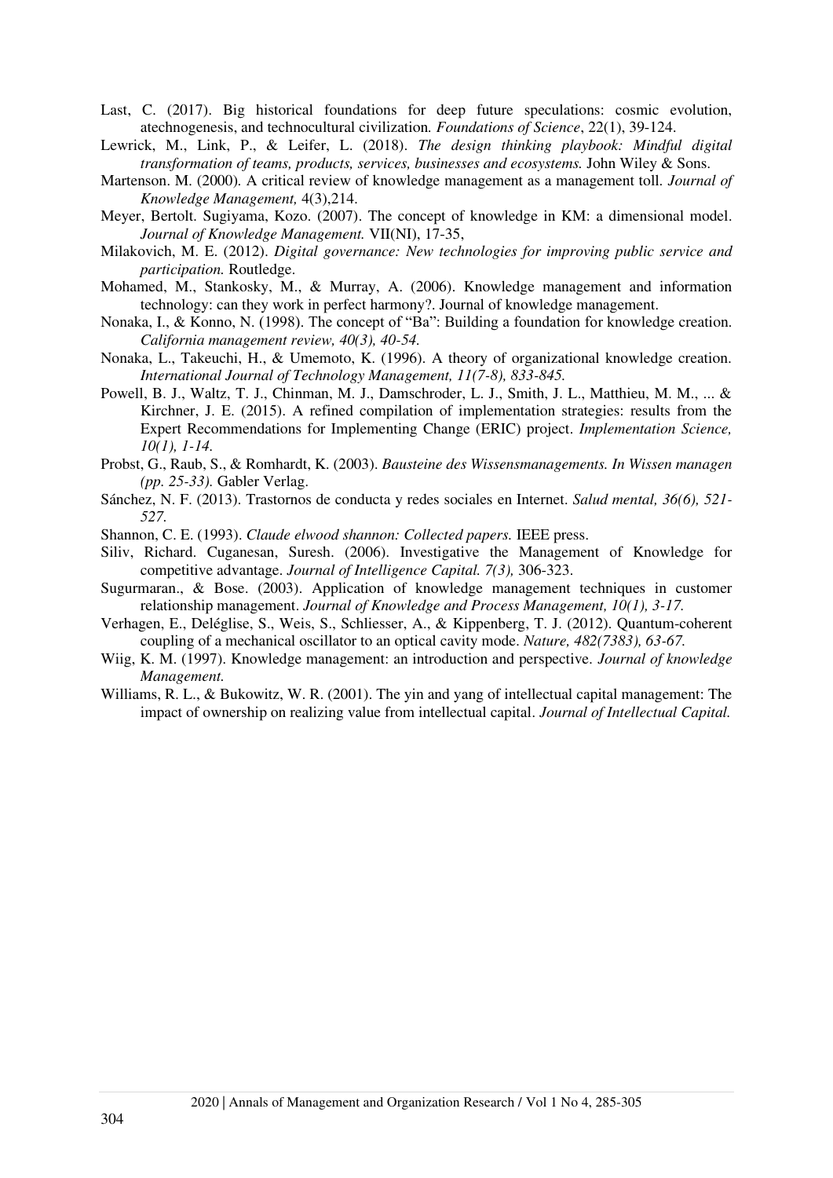Last, C. (2017). Big historical foundations for deep future speculations: cosmic evolution, atechnogenesis, and technocultural civilization. *Foundations of Science*, 22(1), 39-124.

Lewrick, M., Link, P., & Leifer, L. (2018). *The design thinking playbook: Mindful digital transformation of teams, products, services, businesses and ecosystems.* John Wiley & Sons.

Martenson. M. (2000). A critical review of knowledge management as a management toll. *Journal of Knowledge Management,* 4(3),214.

Meyer, Bertolt. Sugiyama, Kozo. (2007). The concept of knowledge in KM: a dimensional model. *Journal of Knowledge Management.* VII(NI), 17-35,

Milakovich, M. E. (2012). *Digital governance: New technologies for improving public service and participation.* Routledge.

Mohamed, M., Stankosky, M., & Murray, A. (2006). Knowledge management and information technology: can they work in perfect harmony?. Journal of knowledge management.

Nonaka, I., & Konno, N. (1998). The concept of "Ba": Building a foundation for knowledge creation. *California management review, 40(3), 40-54.*

Nonaka, L., Takeuchi, H., & Umemoto, K. (1996). A theory of organizational knowledge creation. *International Journal of Technology Management, 11(7-8), 833-845.*

Powell, B. J., Waltz, T. J., Chinman, M. J., Damschroder, L. J., Smith, J. L., Matthieu, M. M., ... & Kirchner, J. E. (2015). A refined compilation of implementation strategies: results from the Expert Recommendations for Implementing Change (ERIC) project. *Implementation Science, 10(1), 1-14.*

Probst, G., Raub, S., & Romhardt, K. (2003). *Bausteine des Wissensmanagements. In Wissen managen (pp. 25-33).* Gabler Verlag.

Sánchez, N. F. (2013). Trastornos de conducta y redes sociales en Internet. *Salud mental, 36(6), 521-527.*

Shannon, C. E. (1993). *Claude elwood shannon: Collected papers.* IEEE press.

Siliv, Richard. Cuganesan, Suresh. (2006). Investigative the Management of Knowledge for competitive advantage. *Journal of Intelligence Capital. 7(3),* 306-323.

Sugurmaran., & Bose. (2003). Application of knowledge management techniques in customer relationship management. *Journal of Knowledge and Process Management, 10(1), 3-17.*

Verhagen, E., Deléglise, S., Weis, S., Schliesser, A., & Kippenberg, T. J. (2012). Quantum-coherent coupling of a mechanical oscillator to an optical cavity mode. *Nature, 482(7383), 63-67.*

Wiig, K. M. (1997). Knowledge management: an introduction and perspective. *Journal of knowledge Management.*

Williams, R. L., & Bukowitz, W. R. (2001). The yin and yang of intellectual capital management: The impact of ownership on realizing value from intellectual capital. *Journal of Intellectual Capital.*